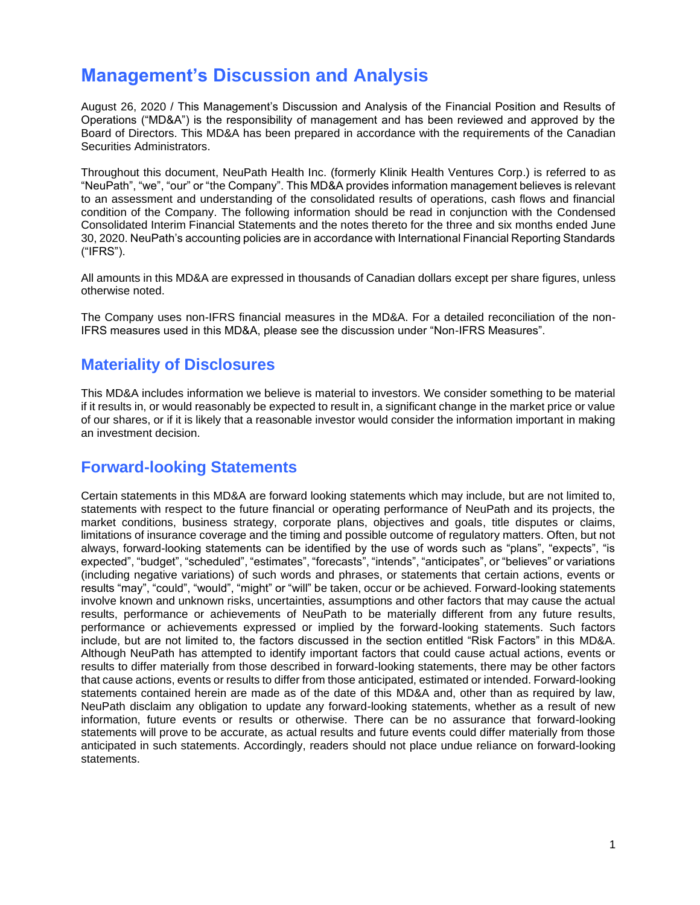# Management's Discussion and Analysis

August 26, 2020 / This Management's Discussion and Analysis of the Financial Position and Results of Operations ("MD&A") is the responsibility of management and has been reviewed and approved by the Board of Directors. This MD&A has been prepared in accordance with the requirements of the Canadian Securities Administrators.

Throughout this document, NeuPath Health Inc. (formerly Klinik Health Ventures Corp.) is referred to as "NeuPath", "we", "our" or "the Company". This MD&A provides information management believes is relevant to an assessment and understanding of the consolidated results of operations, cash flows and financial condition of the Company. The following information should be read in conjunction with the Condensed Consolidated Interim Financial Statements and the notes thereto for the three and six months ended June 30, 2020. NeuPath's accounting policies are in accordance with International Financial Reporting Standards ("IFRS").

All amounts in this MD&A are expressed in thousands of Canadian dollars except per share figures, unless otherwise noted.

The Company uses non-IFRS financial measures in the MD&A. For a detailed reconciliation of the non-IFRS measures used in this MD&A, please see the discussion under "Non-IFRS Measures".

## Materiality of Disclosures

This MD&A includes information we believe is material to investors. We consider something to be material if it results in, or would reasonably be expected to result in, a significant change in the market price or value of our shares, or if it is likely that a reasonable investor would consider the information important in making an investment decision.

## Forward-looking Statements

Certain statements in this MD&A are forward looking statements which may include, but are not limited to, statements with respect to the future financial or operating performance of NeuPath and its projects, the market conditions, business strategy, corporate plans, objectives and goals, title disputes or claims, limitations of insurance coverage and the timing and possible outcome of regulatory matters. Often, but not always, forward-looking statements can be identified by the use of words such as "plans", "expects", "is expected", "budget", "scheduled", "estimates", "forecasts", "intends", "anticipates", or "believes" or variations (including negative variations) of such words and phrases, or statements that certain actions, events or results "may", "could", "would", "might" or "will" be taken, occur or be achieved. Forward-looking statements involve known and unknown risks, uncertainties, assumptions and other factors that may cause the actual results, performance or achievements of NeuPath to be materially different from any future results, performance or achievements expressed or implied by the forward-looking statements. Such factors include, but are not limited to, the factors discussed in the section entitled "Risk Factors" in this MD&A. Although NeuPath has attempted to identify important factors that could cause actual actions, events or results to differ materially from those described in forward-looking statements, there may be other factors that cause actions, events or results to differ from those anticipated, estimated or intended. Forward-looking statements contained herein are made as of the date of this MD&A and, other than as required by law, NeuPath disclaim any obligation to update any forward-looking statements, whether as a result of new information, future events or results or otherwise. There can be no assurance that forward-looking statements will prove to be accurate, as actual results and future events could differ materially from those anticipated in such statements. Accordingly, readers should not place undue reliance on forward-looking statements.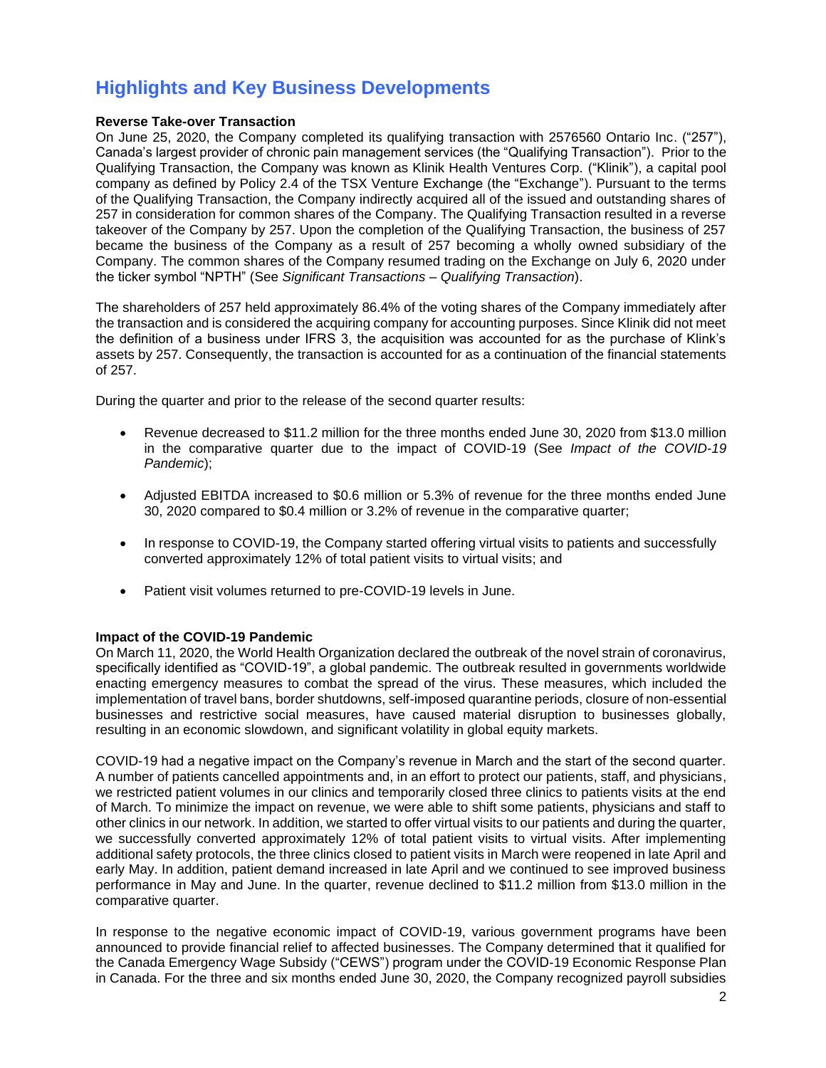## Highlights and Key Business Developments

**Reverse Take-over Transaction**

On June 25, 2020, the Company completed its qualifying transaction with 2576560 Ontario Inc. ("257"), Canada's largest provider of chronic pain management services (the "Qualifying Transaction"). Prior to the Qualifying Transaction, the Company was known as Klinik Health Ventures Corp. ("Klinik"), a capital pool company as defined by Policy 2.4 of the TSX Venture Exchange (the "Exchange"). Pursuant to the terms of the Qualifying Transaction, the Company indirectly acquired all of the issued and outstanding shares of 257 in consideration for common shares of the Company. The Qualifying Transaction resulted in a reverse takeover of the Company by 257. Upon the completion of the Qualifying Transaction, the business of 257 became the business of the Company as a result of 257 becoming a wholly owned subsidiary of the Company. The common shares of the Company resumed trading on the Exchange on July 6, 2020 under the ticker symbol "NPTH" (See *Significant Transactions – Qualifying Transaction*).

The shareholders of 257 held approximately 86.4% of the voting shares of the Company immediately after the transaction and is considered the acquiring company for accounting purposes. Since Klinik did not meet the definition of a business under IFRS 3, the acquisition was accounted for as the purchase of Klink's assets by 257. Consequently, the transaction is accounted for as a continuation of the financial statements of 257.

During the quarter and prior to the release of the second quarter results:

- Revenue decreased to $11.2 million for the three months ended June 30, 2020 from $13.0 million in the comparative quarter due to the impact of COVID-19 (See *Impact of the COVID-19 Pandemic*);
- Adjusted EBITDA increased to $0.6 million or 5.3% of revenue for the three months ended June 30, 2020 compared to $0.4 million or 3.2% of revenue in the comparative quarter;
- In response to COVID-19, the Company started offering virtual visits to patients and successfully converted approximately 12% of total patient visits to virtual visits; and
- Patient visit volumes returned to pre-COVID-19 levels in June.

**Impact of the COVID-19 Pandemic**

On March 11, 2020, the World Health Organization declared the outbreak of the novel strain of coronavirus, specifically identified as "COVID-19", a global pandemic. The outbreak resulted in governments worldwide enacting emergency measures to combat the spread of the virus. These measures, which included the implementation of travel bans, border shutdowns, self-imposed quarantine periods, closure of non-essential businesses and restrictive social measures, have caused material disruption to businesses globally, resulting in an economic slowdown, and significant volatility in global equity markets.

COVID-19 had a negative impact on the Company's revenue in March and the start of the second quarter. A number of patients cancelled appointments and, in an effort to protect our patients, staff, and physicians, we restricted patient volumes in our clinics and temporarily closed three clinics to patients visits at the end of March. To minimize the impact on revenue, we were able to shift some patients, physicians and staff to other clinics in our network. In addition, we started to offer virtual visits to our patients and during the quarter, we successfully converted approximately 12% of total patient visits to virtual visits. After implementing additional safety protocols, the three clinics closed to patient visits in March were reopened in late April and early May. In addition, patient demand increased in late April and we continued to see improved business performance in May and June. In the quarter, revenue declined to $11.2 million from $13.0 million in the comparative quarter.

In response to the negative economic impact of COVID-19, various government programs have been announced to provide financial relief to affected businesses. The Company determined that it qualified for the Canada Emergency Wage Subsidy ("CEWS") program under the COVID-19 Economic Response Plan in Canada. For the three and six months ended June 30, 2020, the Company recognized payroll subsidies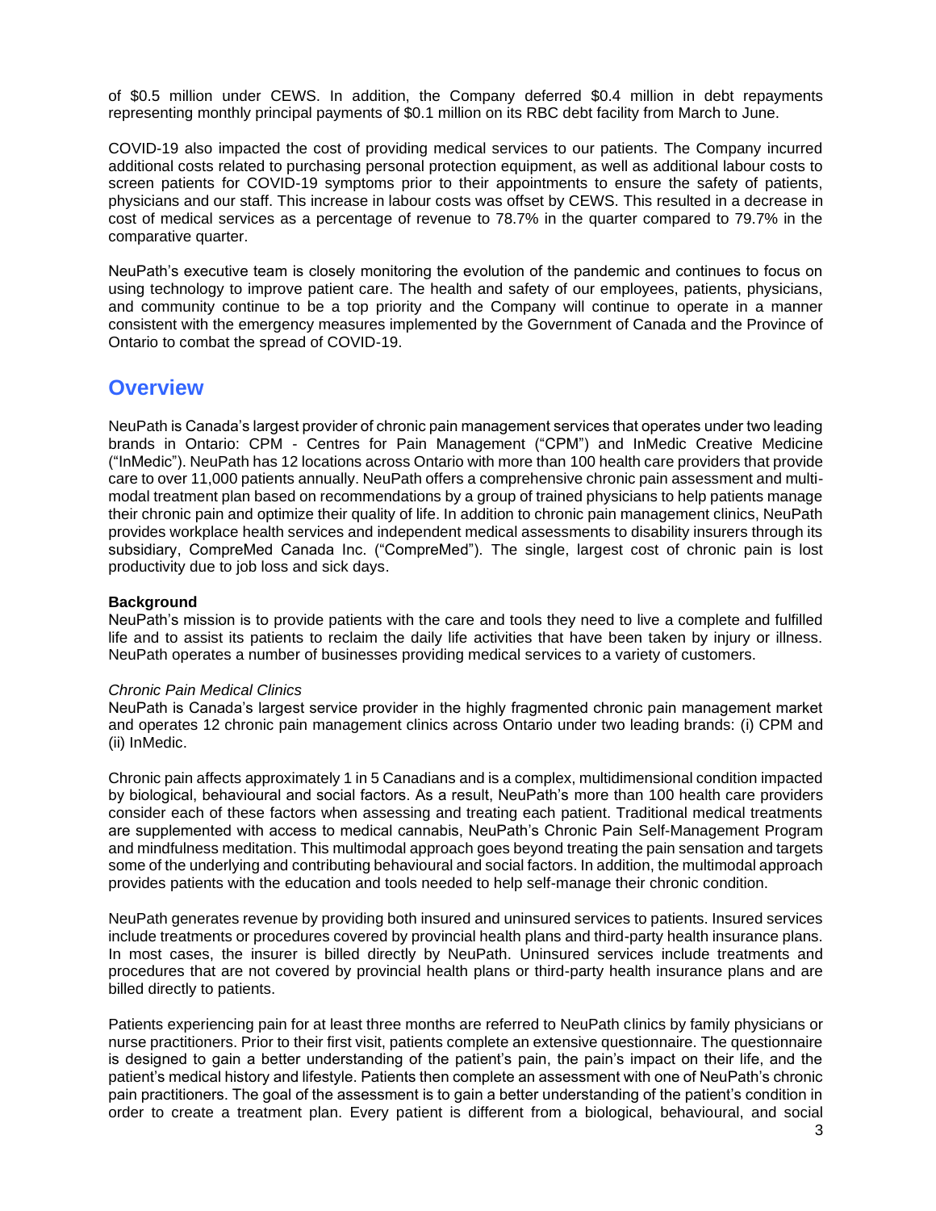of $0.5 million under CEWS. In addition, the Company deferred $0.4 million in debt repayments representing monthly principal payments of $0.1 million on its RBC debt facility from March to June.

COVID-19 also impacted the cost of providing medical services to our patients. The Company incurred additional costs related to purchasing personal protection equipment, as well as additional labour costs to screen patients for COVID-19 symptoms prior to their appointments to ensure the safety of patients, physicians and our staff. This increase in labour costs was offset by CEWS. This resulted in a decrease in cost of medical services as a percentage of revenue to 78.7% in the quarter compared to 79.7% in the comparative quarter.

NeuPath's executive team is closely monitoring the evolution of the pandemic and continues to focus on using technology to improve patient care. The health and safety of our employees, patients, physicians, and community continue to be a top priority and the Company will continue to operate in a manner consistent with the emergency measures implemented by the Government of Canada and the Province of Ontario to combat the spread of COVID-19.

## Overview

NeuPath is Canada's largest provider of chronic pain management services that operates under two leading brands in Ontario: CPM - Centres for Pain Management ("CPM") and InMedic Creative Medicine ("InMedic"). NeuPath has 12 locations across Ontario with more than 100 health care providers that provide care to over 11,000 patients annually. NeuPath offers a comprehensive chronic pain assessment and multi-modal treatment plan based on recommendations by a group of trained physicians to help patients manage their chronic pain and optimize their quality of life. In addition to chronic pain management clinics, NeuPath provides workplace health services and independent medical assessments to disability insurers through its subsidiary, CompreMed Canada Inc. ("CompreMed"). The single, largest cost of chronic pain is lost productivity due to job loss and sick days.

**Background**

NeuPath's mission is to provide patients with the care and tools they need to live a complete and fulfilled life and to assist its patients to reclaim the daily life activities that have been taken by injury or illness. NeuPath operates a number of businesses providing medical services to a variety of customers.

*Chronic Pain Medical Clinics*

NeuPath is Canada's largest service provider in the highly fragmented chronic pain management market and operates 12 chronic pain management clinics across Ontario under two leading brands: (i) CPM and (ii) InMedic.

Chronic pain affects approximately 1 in 5 Canadians and is a complex, multidimensional condition impacted by biological, behavioural and social factors. As a result, NeuPath's more than 100 health care providers consider each of these factors when assessing and treating each patient. Traditional medical treatments are supplemented with access to medical cannabis, NeuPath's Chronic Pain Self-Management Program and mindfulness meditation. This multimodal approach goes beyond treating the pain sensation and targets some of the underlying and contributing behavioural and social factors. In addition, the multimodal approach provides patients with the education and tools needed to help self-manage their chronic condition.

NeuPath generates revenue by providing both insured and uninsured services to patients. Insured services include treatments or procedures covered by provincial health plans and third-party health insurance plans. In most cases, the insurer is billed directly by NeuPath. Uninsured services include treatments and procedures that are not covered by provincial health plans or third-party health insurance plans and are billed directly to patients.

Patients experiencing pain for at least three months are referred to NeuPath clinics by family physicians or nurse practitioners. Prior to their first visit, patients complete an extensive questionnaire. The questionnaire is designed to gain a better understanding of the patient's pain, the pain's impact on their life, and the patient's medical history and lifestyle. Patients then complete an assessment with one of NeuPath's chronic pain practitioners. The goal of the assessment is to gain a better understanding of the patient's condition in order to create a treatment plan. Every patient is different from a biological, behavioural, and social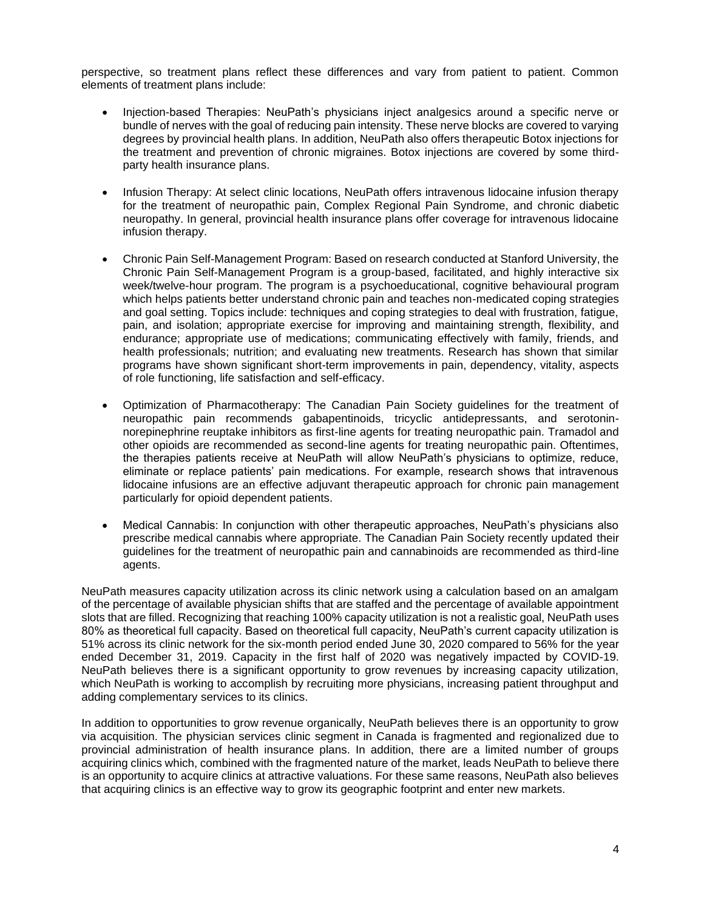perspective, so treatment plans reflect these differences and vary from patient to patient. Common elements of treatment plans include:

- Injection-based Therapies: NeuPath's physicians inject analgesics around a specific nerve or bundle of nerves with the goal of reducing pain intensity. These nerve blocks are covered to varying degrees by provincial health plans. In addition, NeuPath also offers therapeutic Botox injections for the treatment and prevention of chronic migraines. Botox injections are covered by some third-party health insurance plans.

- Infusion Therapy: At select clinic locations, NeuPath offers intravenous lidocaine infusion therapy for the treatment of neuropathic pain, Complex Regional Pain Syndrome, and chronic diabetic neuropathy. In general, provincial health insurance plans offer coverage for intravenous lidocaine infusion therapy.

- Chronic Pain Self-Management Program: Based on research conducted at Stanford University, the Chronic Pain Self-Management Program is a group-based, facilitated, and highly interactive six week/twelve-hour program. The program is a psychoeducational, cognitive behavioural program which helps patients better understand chronic pain and teaches non-medicated coping strategies and goal setting. Topics include: techniques and coping strategies to deal with frustration, fatigue, pain, and isolation; appropriate exercise for improving and maintaining strength, flexibility, and endurance; appropriate use of medications; communicating effectively with family, friends, and health professionals; nutrition; and evaluating new treatments. Research has shown that similar programs have shown significant short-term improvements in pain, dependency, vitality, aspects of role functioning, life satisfaction and self-efficacy.

- Optimization of Pharmacotherapy: The Canadian Pain Society guidelines for the treatment of neuropathic pain recommends gabapentinoids, tricyclic antidepressants, and serotonin-norepinephrine reuptake inhibitors as first-line agents for treating neuropathic pain. Tramadol and other opioids are recommended as second-line agents for treating neuropathic pain. Oftentimes, the therapies patients receive at NeuPath will allow NeuPath's physicians to optimize, reduce, eliminate or replace patients' pain medications. For example, research shows that intravenous lidocaine infusions are an effective adjuvant therapeutic approach for chronic pain management particularly for opioid dependent patients.

- Medical Cannabis: In conjunction with other therapeutic approaches, NeuPath's physicians also prescribe medical cannabis where appropriate. The Canadian Pain Society recently updated their guidelines for the treatment of neuropathic pain and cannabinoids are recommended as third-line agents.

NeuPath measures capacity utilization across its clinic network using a calculation based on an amalgam of the percentage of available physician shifts that are staffed and the percentage of available appointment slots that are filled. Recognizing that reaching 100% capacity utilization is not a realistic goal, NeuPath uses 80% as theoretical full capacity. Based on theoretical full capacity, NeuPath's current capacity utilization is 51% across its clinic network for the six-month period ended June 30, 2020 compared to 56% for the year ended December 31, 2019. Capacity in the first half of 2020 was negatively impacted by COVID-19. NeuPath believes there is a significant opportunity to grow revenues by increasing capacity utilization, which NeuPath is working to accomplish by recruiting more physicians, increasing patient throughput and adding complementary services to its clinics.

In addition to opportunities to grow revenue organically, NeuPath believes there is an opportunity to grow via acquisition. The physician services clinic segment in Canada is fragmented and regionalized due to provincial administration of health insurance plans. In addition, there are a limited number of groups acquiring clinics which, combined with the fragmented nature of the market, leads NeuPath to believe there is an opportunity to acquire clinics at attractive valuations. For these same reasons, NeuPath also believes that acquiring clinics is an effective way to grow its geographic footprint and enter new markets.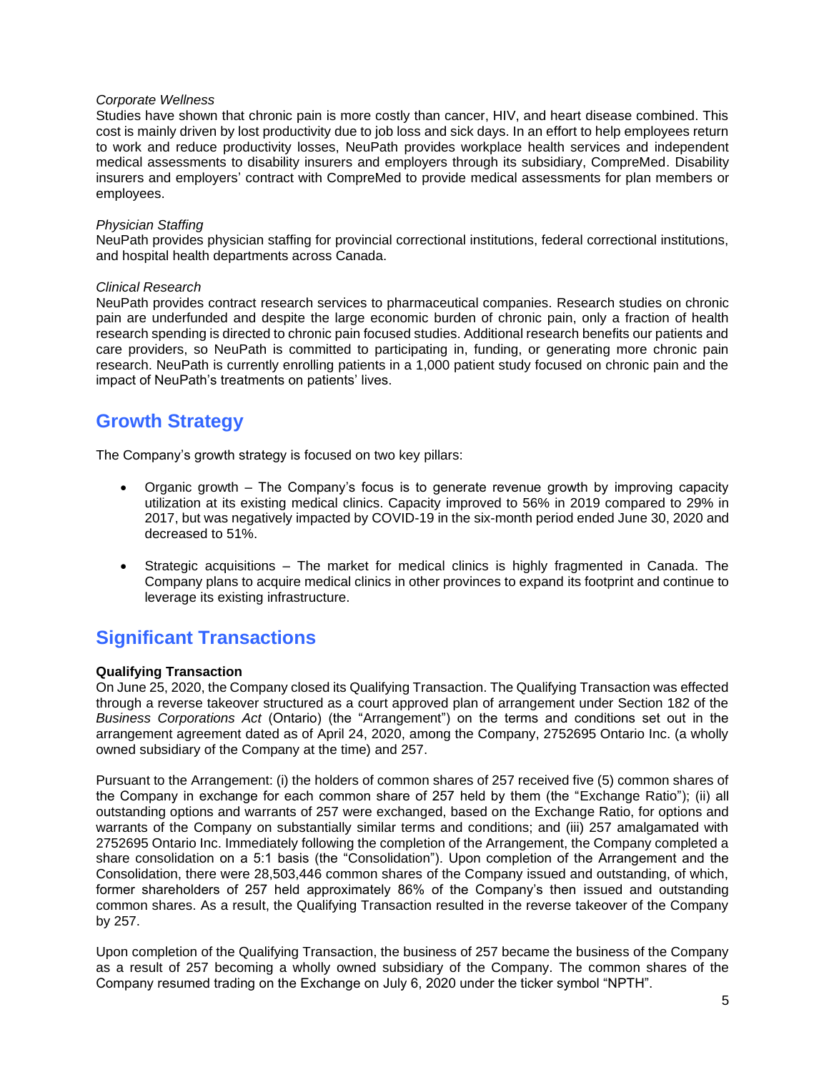*Corporate Wellness*
Studies have shown that chronic pain is more costly than cancer, HIV, and heart disease combined. This cost is mainly driven by lost productivity due to job loss and sick days. In an effort to help employees return to work and reduce productivity losses, NeuPath provides workplace health services and independent medical assessments to disability insurers and employers through its subsidiary, CompreMed. Disability insurers and employers' contract with CompreMed to provide medical assessments for plan members or employees.

*Physician Staffing*
NeuPath provides physician staffing for provincial correctional institutions, federal correctional institutions, and hospital health departments across Canada.

*Clinical Research*
NeuPath provides contract research services to pharmaceutical companies. Research studies on chronic pain are underfunded and despite the large economic burden of chronic pain, only a fraction of health research spending is directed to chronic pain focused studies. Additional research benefits our patients and care providers, so NeuPath is committed to participating in, funding, or generating more chronic pain research. NeuPath is currently enrolling patients in a 1,000 patient study focused on chronic pain and the impact of NeuPath's treatments on patients' lives.

## Growth Strategy

The Company's growth strategy is focused on two key pillars:

- Organic growth – The Company's focus is to generate revenue growth by improving capacity utilization at its existing medical clinics. Capacity improved to 56% in 2019 compared to 29% in 2017, but was negatively impacted by COVID-19 in the six-month period ended June 30, 2020 and decreased to 51%.

- Strategic acquisitions – The market for medical clinics is highly fragmented in Canada. The Company plans to acquire medical clinics in other provinces to expand its footprint and continue to leverage its existing infrastructure.

## Significant Transactions

**Qualifying Transaction**
On June 25, 2020, the Company closed its Qualifying Transaction. The Qualifying Transaction was effected through a reverse takeover structured as a court approved plan of arrangement under Section 182 of the *Business Corporations Act* (Ontario) (the "Arrangement") on the terms and conditions set out in the arrangement agreement dated as of April 24, 2020, among the Company, 2752695 Ontario Inc. (a wholly owned subsidiary of the Company at the time) and 257.

Pursuant to the Arrangement: (i) the holders of common shares of 257 received five (5) common shares of the Company in exchange for each common share of 257 held by them (the "Exchange Ratio"); (ii) all outstanding options and warrants of 257 were exchanged, based on the Exchange Ratio, for options and warrants of the Company on substantially similar terms and conditions; and (iii) 257 amalgamated with 2752695 Ontario Inc. Immediately following the completion of the Arrangement, the Company completed a share consolidation on a 5:1 basis (the "Consolidation"). Upon completion of the Arrangement and the Consolidation, there were 28,503,446 common shares of the Company issued and outstanding, of which, former shareholders of 257 held approximately 86% of the Company's then issued and outstanding common shares. As a result, the Qualifying Transaction resulted in the reverse takeover of the Company by 257.

Upon completion of the Qualifying Transaction, the business of 257 became the business of the Company as a result of 257 becoming a wholly owned subsidiary of the Company. The common shares of the Company resumed trading on the Exchange on July 6, 2020 under the ticker symbol "NPTH".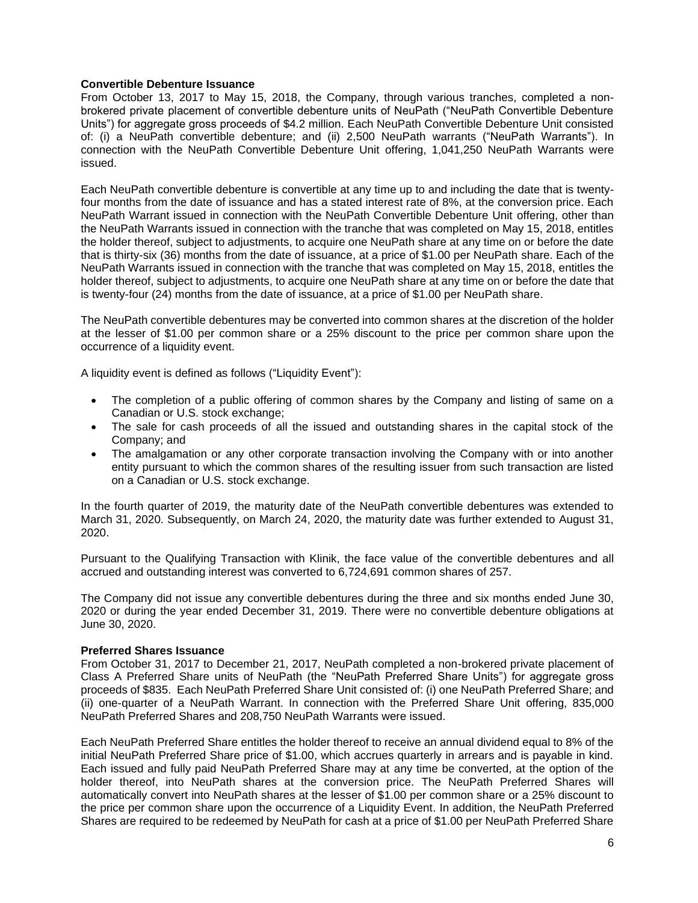**Convertible Debenture Issuance**

From October 13, 2017 to May 15, 2018, the Company, through various tranches, completed a non-brokered private placement of convertible debenture units of NeuPath ("NeuPath Convertible Debenture Units") for aggregate gross proceeds of $4.2 million. Each NeuPath Convertible Debenture Unit consisted of: (i) a NeuPath convertible debenture; and (ii) 2,500 NeuPath warrants ("NeuPath Warrants"). In connection with the NeuPath Convertible Debenture Unit offering, 1,041,250 NeuPath Warrants were issued.

Each NeuPath convertible debenture is convertible at any time up to and including the date that is twenty-four months from the date of issuance and has a stated interest rate of 8%, at the conversion price. Each NeuPath Warrant issued in connection with the NeuPath Convertible Debenture Unit offering, other than the NeuPath Warrants issued in connection with the tranche that was completed on May 15, 2018, entitles the holder thereof, subject to adjustments, to acquire one NeuPath share at any time on or before the date that is thirty-six (36) months from the date of issuance, at a price of $1.00 per NeuPath share. Each of the NeuPath Warrants issued in connection with the tranche that was completed on May 15, 2018, entitles the holder thereof, subject to adjustments, to acquire one NeuPath share at any time on or before the date that is twenty-four (24) months from the date of issuance, at a price of $1.00 per NeuPath share.

The NeuPath convertible debentures may be converted into common shares at the discretion of the holder at the lesser of $1.00 per common share or a 25% discount to the price per common share upon the occurrence of a liquidity event.

A liquidity event is defined as follows ("Liquidity Event"):

- The completion of a public offering of common shares by the Company and listing of same on a Canadian or U.S. stock exchange;
- The sale for cash proceeds of all the issued and outstanding shares in the capital stock of the Company; and
- The amalgamation or any other corporate transaction involving the Company with or into another entity pursuant to which the common shares of the resulting issuer from such transaction are listed on a Canadian or U.S. stock exchange.

In the fourth quarter of 2019, the maturity date of the NeuPath convertible debentures was extended to March 31, 2020. Subsequently, on March 24, 2020, the maturity date was further extended to August 31, 2020.

Pursuant to the Qualifying Transaction with Klinik, the face value of the convertible debentures and all accrued and outstanding interest was converted to 6,724,691 common shares of 257.

The Company did not issue any convertible debentures during the three and six months ended June 30, 2020 or during the year ended December 31, 2019. There were no convertible debenture obligations at June 30, 2020.

**Preferred Shares Issuance**

From October 31, 2017 to December 21, 2017, NeuPath completed a non-brokered private placement of Class A Preferred Share units of NeuPath (the "NeuPath Preferred Share Units") for aggregate gross proceeds of $835. Each NeuPath Preferred Share Unit consisted of: (i) one NeuPath Preferred Share; and (ii) one-quarter of a NeuPath Warrant. In connection with the Preferred Share Unit offering, 835,000 NeuPath Preferred Shares and 208,750 NeuPath Warrants were issued.

Each NeuPath Preferred Share entitles the holder thereof to receive an annual dividend equal to 8% of the initial NeuPath Preferred Share price of $1.00, which accrues quarterly in arrears and is payable in kind. Each issued and fully paid NeuPath Preferred Share may at any time be converted, at the option of the holder thereof, into NeuPath shares at the conversion price. The NeuPath Preferred Shares will automatically convert into NeuPath shares at the lesser of $1.00 per common share or a 25% discount to the price per common share upon the occurrence of a Liquidity Event. In addition, the NeuPath Preferred Shares are required to be redeemed by NeuPath for cash at a price of $1.00 per NeuPath Preferred Share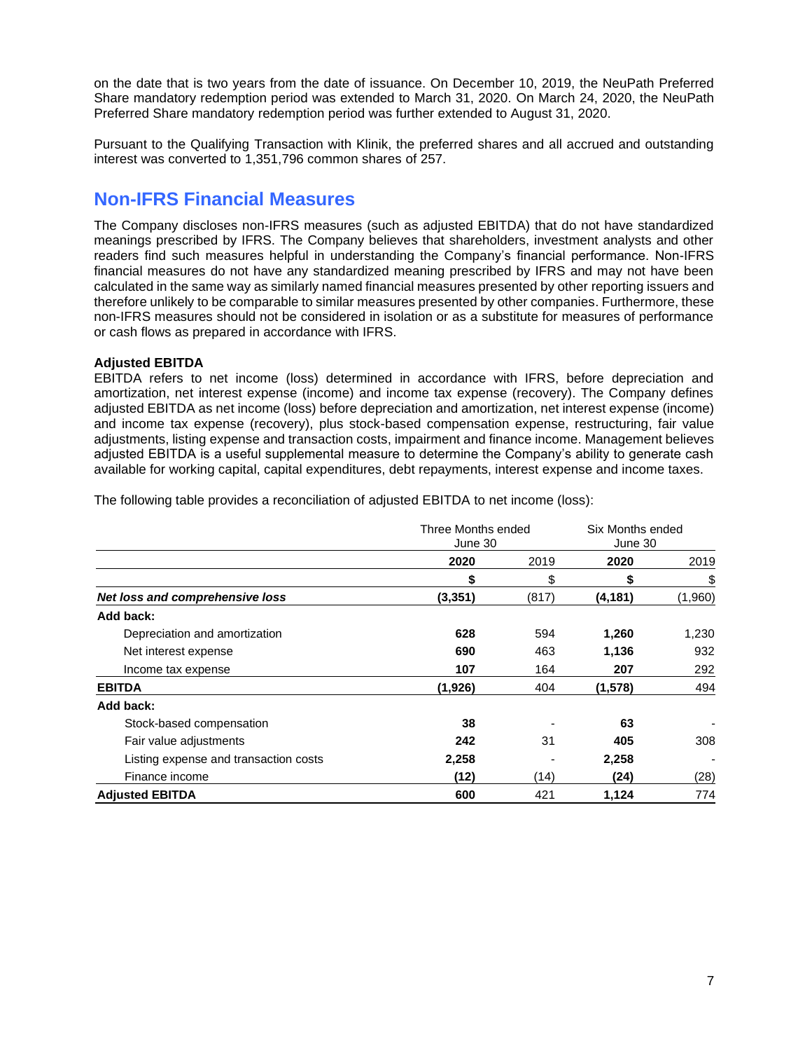on the date that is two years from the date of issuance. On December 10, 2019, the NeuPath Preferred Share mandatory redemption period was extended to March 31, 2020. On March 24, 2020, the NeuPath Preferred Share mandatory redemption period was further extended to August 31, 2020.

Pursuant to the Qualifying Transaction with Klinik, the preferred shares and all accrued and outstanding interest was converted to 1,351,796 common shares of 257.

## Non-IFRS Financial Measures

The Company discloses non-IFRS measures (such as adjusted EBITDA) that do not have standardized meanings prescribed by IFRS. The Company believes that shareholders, investment analysts and other readers find such measures helpful in understanding the Company's financial performance. Non-IFRS financial measures do not have any standardized meaning prescribed by IFRS and may not have been calculated in the same way as similarly named financial measures presented by other reporting issuers and therefore unlikely to be comparable to similar measures presented by other companies. Furthermore, these non-IFRS measures should not be considered in isolation or as a substitute for measures of performance or cash flows as prepared in accordance with IFRS.

**Adjusted EBITDA**

EBITDA refers to net income (loss) determined in accordance with IFRS, before depreciation and amortization, net interest expense (income) and income tax expense (recovery). The Company defines adjusted EBITDA as net income (loss) before depreciation and amortization, net interest expense (income) and income tax expense (recovery), plus stock-based compensation expense, restructuring, fair value adjustments, listing expense and transaction costs, impairment and finance income. Management believes adjusted EBITDA is a useful supplemental measure to determine the Company's ability to generate cash available for working capital, capital expenditures, debt repayments, interest expense and income taxes.

The following table provides a reconciliation of adjusted EBITDA to net income (loss):

| | Three Months ended June 30 | | Six Months ended June 30 | |
|---|---|---|---|---|
| | **2020** | 2019 | **2020** | 2019 |
| | **$** | $ | **$** | $ |
| ***Net loss and comprehensive loss*** | **(3,351)** | (817) | **(4,181)** | (1,960) |
| **Add back:** | | | | |
| Depreciation and amortization | **628** | 594 | **1,260** | 1,230 |
| Net interest expense | **690** | 463 | **1,136** | 932 |
| Income tax expense | **107** | 164 | **207** | 292 |
| **EBITDA** | **(1,926)** | 404 | **(1,578)** | 494 |
| **Add back:** | | | | |
| Stock-based compensation | **38** | - | **63** | - |
| Fair value adjustments | **242** | 31 | **405** | 308 |
| Listing expense and transaction costs | **2,258** | - | **2,258** | - |
| Finance income | **(12)** | (14) | **(24)** | (28) |
| **Adjusted EBITDA** | **600** | 421 | **1,124** | 774 |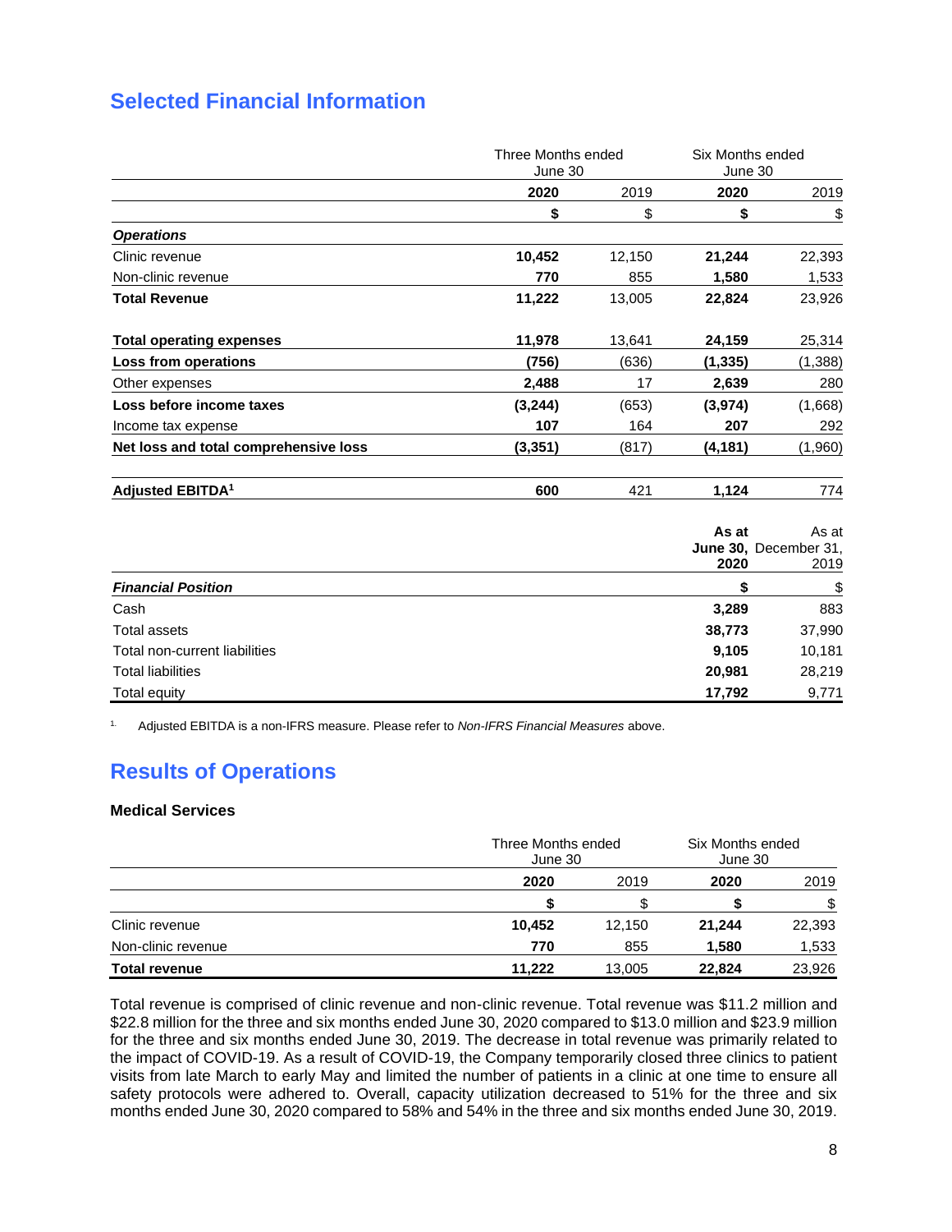## Selected Financial Information

| | Three Months ended June 30 | | Six Months ended June 30 | |
|---|---|---|---|---|
| | **2020** | 2019 | **2020** | 2019 |
| | **$** | $ | **$** | $ |
| ***Operations*** | | | | |
| Clinic revenue | **10,452** | 12,150 | **21,244** | 22,393 |
| Non-clinic revenue | **770** | 855 | **1,580** | 1,533 |
| **Total Revenue** | **11,222** | 13,005 | **22,824** | 23,926 |
| **Total operating expenses** | **11,978** | 13,641 | **24,159** | 25,314 |
| **Loss from operations** | **(756)** | (636) | **(1,335)** | (1,388) |
| Other expenses | **2,488** | 17 | **2,639** | 280 |
| **Loss before income taxes** | **(3,244)** | (653) | **(3,974)** | (1,668) |
| Income tax expense | **107** | 164 | **207** | 292 |
| **Net loss and total comprehensive loss** | **(3,351)** | (817) | **(4,181)** | (1,960) |
| **Adjusted EBITDA[1]** | **600** | 421 | **1,124** | 774 |

| | **As at June 30, 2020** | As at December 31, 2019 |
|---|---|---|
| ***Financial Position*** | **$** | $ |
| Cash | **3,289** | 883 |
| Total assets | **38,773** | 37,990 |
| Total non-current liabilities | **9,105** | 10,181 |
| Total liabilities | **20,981** | 28,219 |
| Total equity | **17,792** | 9,771 |

1. Adjusted EBITDA is a non-IFRS measure. Please refer to *Non-IFRS Financial Measures* above.

## Results of Operations

### Medical Services

| | Three Months ended June 30 | | Six Months ended June 30 | |
|---|---|---|---|---|
| | **2020** | 2019 | **2020** | 2019 |
| | **$** | $ | **$** | $ |
| Clinic revenue | **10,452** | 12,150 | **21,244** | 22,393 |
| Non-clinic revenue | **770** | 855 | **1,580** | 1,533 |
| **Total revenue** | **11,222** | 13,005 | **22,824** | 23,926 |

Total revenue is comprised of clinic revenue and non-clinic revenue. Total revenue was $11.2 million and $22.8 million for the three and six months ended June 30, 2020 compared to $13.0 million and $23.9 million for the three and six months ended June 30, 2019. The decrease in total revenue was primarily related to the impact of COVID-19. As a result of COVID-19, the Company temporarily closed three clinics to patient visits from late March to early May and limited the number of patients in a clinic at one time to ensure all safety protocols were adhered to. Overall, capacity utilization decreased to 51% for the three and six months ended June 30, 2020 compared to 58% and 54% in the three and six months ended June 30, 2019.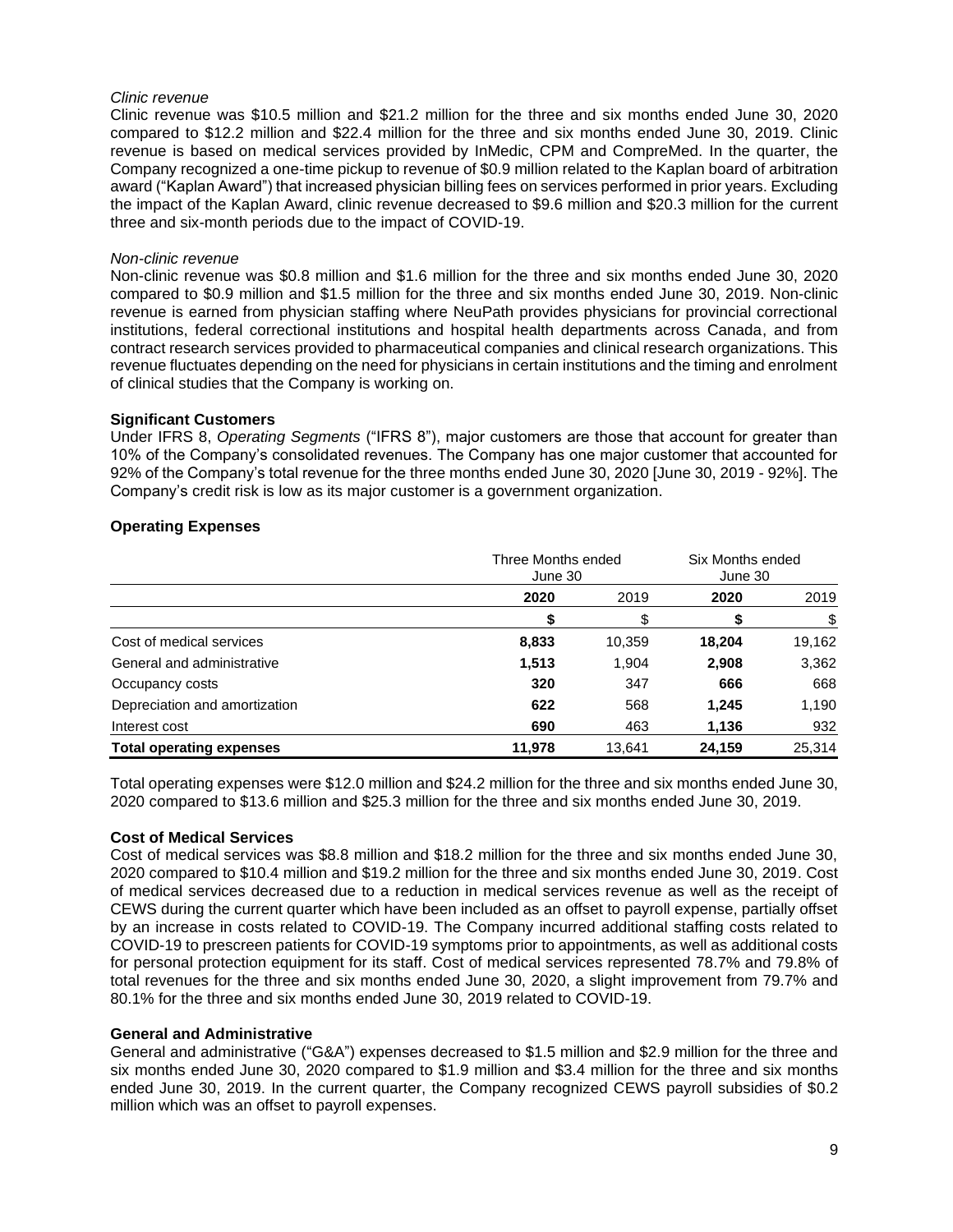*Clinic revenue*
Clinic revenue was $10.5 million and $21.2 million for the three and six months ended June 30, 2020 compared to $12.2 million and $22.4 million for the three and six months ended June 30, 2019. Clinic revenue is based on medical services provided by InMedic, CPM and CompreMed. In the quarter, the Company recognized a one-time pickup to revenue of $0.9 million related to the Kaplan board of arbitration award ("Kaplan Award") that increased physician billing fees on services performed in prior years. Excluding the impact of the Kaplan Award, clinic revenue decreased to $9.6 million and $20.3 million for the current three and six-month periods due to the impact of COVID-19.

*Non-clinic revenue*
Non-clinic revenue was $0.8 million and $1.6 million for the three and six months ended June 30, 2020 compared to $0.9 million and $1.5 million for the three and six months ended June 30, 2019. Non-clinic revenue is earned from physician staffing where NeuPath provides physicians for provincial correctional institutions, federal correctional institutions and hospital health departments across Canada, and from contract research services provided to pharmaceutical companies and clinical research organizations. This revenue fluctuates depending on the need for physicians in certain institutions and the timing and enrolment of clinical studies that the Company is working on.

**Significant Customers**
Under IFRS 8, *Operating Segments* ("IFRS 8"), major customers are those that account for greater than 10% of the Company's consolidated revenues. The Company has one major customer that accounted for 92% of the Company's total revenue for the three months ended June 30, 2020 [June 30, 2019 - 92%]. The Company's credit risk is low as its major customer is a government organization.

**Operating Expenses**

| | Three Months ended June 30 | | Six Months ended June 30 | |
|---|---|---|---|---|
| | **2020** | 2019 | **2020** | 2019 |
| | **$** | $ | **$** | $ |
| Cost of medical services | **8,833** | 10,359 | **18,204** | 19,162 |
| General and administrative | **1,513** | 1,904 | **2,908** | 3,362 |
| Occupancy costs | **320** | 347 | **666** | 668 |
| Depreciation and amortization | **622** | 568 | **1,245** | 1,190 |
| Interest cost | **690** | 463 | **1,136** | 932 |
| **Total operating expenses** | **11,978** | 13,641 | **24,159** | 25,314 |

Total operating expenses were $12.0 million and $24.2 million for the three and six months ended June 30, 2020 compared to $13.6 million and $25.3 million for the three and six months ended June 30, 2019.

**Cost of Medical Services**
Cost of medical services was $8.8 million and $18.2 million for the three and six months ended June 30, 2020 compared to $10.4 million and $19.2 million for the three and six months ended June 30, 2019. Cost of medical services decreased due to a reduction in medical services revenue as well as the receipt of CEWS during the current quarter which have been included as an offset to payroll expense, partially offset by an increase in costs related to COVID-19. The Company incurred additional staffing costs related to COVID-19 to prescreen patients for COVID-19 symptoms prior to appointments, as well as additional costs for personal protection equipment for its staff. Cost of medical services represented 78.7% and 79.8% of total revenues for the three and six months ended June 30, 2020, a slight improvement from 79.7% and 80.1% for the three and six months ended June 30, 2019 related to COVID-19.

**General and Administrative**
General and administrative ("G&A") expenses decreased to $1.5 million and $2.9 million for the three and six months ended June 30, 2020 compared to $1.9 million and $3.4 million for the three and six months ended June 30, 2019. In the current quarter, the Company recognized CEWS payroll subsidies of $0.2 million which was an offset to payroll expenses.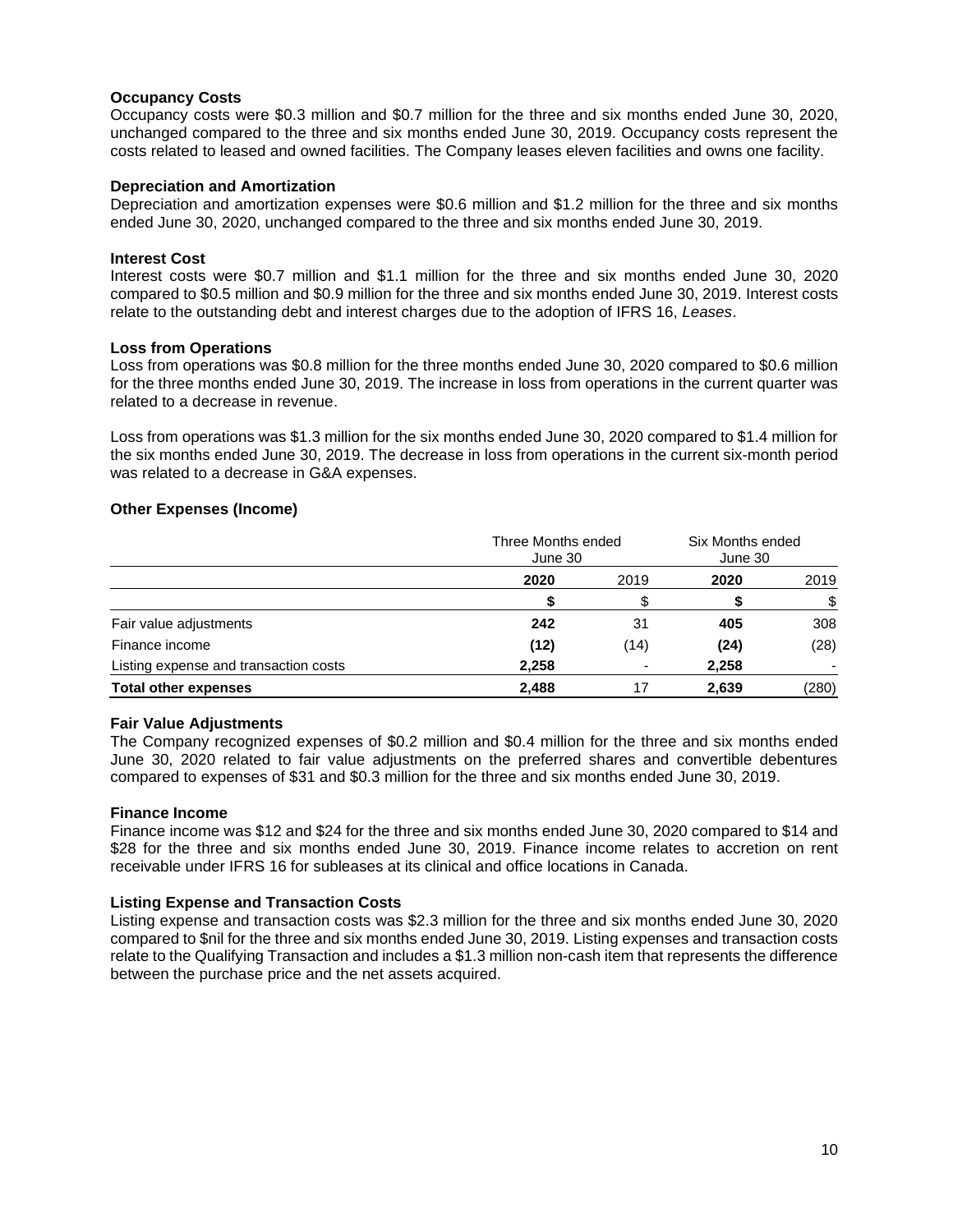**Occupancy Costs**
Occupancy costs were $0.3 million and $0.7 million for the three and six months ended June 30, 2020, unchanged compared to the three and six months ended June 30, 2019. Occupancy costs represent the costs related to leased and owned facilities. The Company leases eleven facilities and owns one facility.

**Depreciation and Amortization**
Depreciation and amortization expenses were $0.6 million and $1.2 million for the three and six months ended June 30, 2020, unchanged compared to the three and six months ended June 30, 2019.

**Interest Cost**
Interest costs were $0.7 million and $1.1 million for the three and six months ended June 30, 2020 compared to $0.5 million and $0.9 million for the three and six months ended June 30, 2019. Interest costs relate to the outstanding debt and interest charges due to the adoption of IFRS 16, *Leases*.

**Loss from Operations**
Loss from operations was $0.8 million for the three months ended June 30, 2020 compared to $0.6 million for the three months ended June 30, 2019. The increase in loss from operations in the current quarter was related to a decrease in revenue.

Loss from operations was $1.3 million for the six months ended June 30, 2020 compared to $1.4 million for the six months ended June 30, 2019. The decrease in loss from operations in the current six-month period was related to a decrease in G&A expenses.

**Other Expenses (Income)**

| | Three Months ended June 30 | | Six Months ended June 30 | |
|---|---|---|---|---|
| | **2020** | 2019 | **2020** | 2019 |
| | **$** | $ | **$** | $ |
| Fair value adjustments | **242** | 31 | **405** | 308 |
| Finance income | **(12)** | (14) | **(24)** | (28) |
| Listing expense and transaction costs | **2,258** | - | **2,258** | - |
| **Total other expenses** | **2,488** | 17 | **2,639** | (280) |

**Fair Value Adjustments**
The Company recognized expenses of $0.2 million and $0.4 million for the three and six months ended June 30, 2020 related to fair value adjustments on the preferred shares and convertible debentures compared to expenses of $31 and $0.3 million for the three and six months ended June 30, 2019.

**Finance Income**
Finance income was $12 and $24 for the three and six months ended June 30, 2020 compared to $14 and $28 for the three and six months ended June 30, 2019. Finance income relates to accretion on rent receivable under IFRS 16 for subleases at its clinical and office locations in Canada.

**Listing Expense and Transaction Costs**
Listing expense and transaction costs was $2.3 million for the three and six months ended June 30, 2020 compared to $nil for the three and six months ended June 30, 2019. Listing expenses and transaction costs relate to the Qualifying Transaction and includes a $1.3 million non-cash item that represents the difference between the purchase price and the net assets acquired.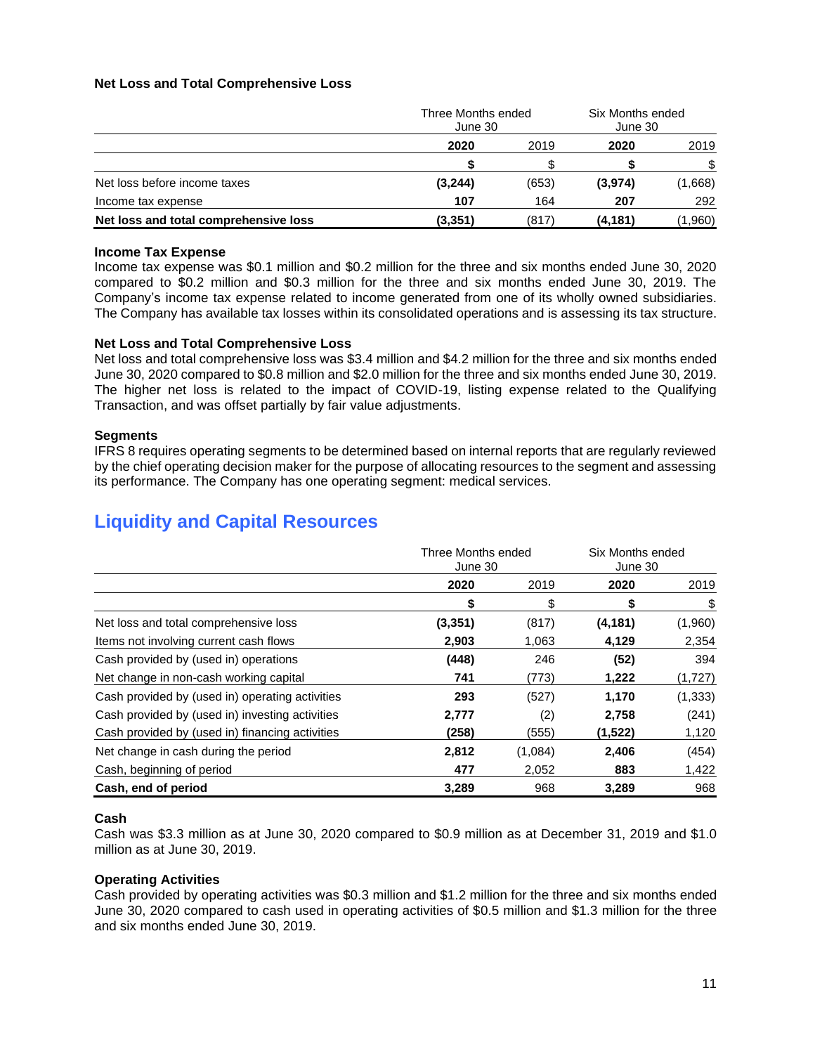**Net Loss and Total Comprehensive Loss**

| | Three Months ended June 30 | | Six Months ended June 30 | |
|---|---|---|---|---|
| | **2020** | 2019 | **2020** | 2019 |
| | **$** | $ | **$** | $ |
| Net loss before income taxes | **(3,244)** | (653) | **(3,974)** | (1,668) |
| Income tax expense | **107** | 164 | **207** | 292 |
| **Net loss and total comprehensive loss** | **(3,351)** | (817) | **(4,181)** | (1,960) |

**Income Tax Expense**

Income tax expense was $0.1 million and $0.2 million for the three and six months ended June 30, 2020 compared to $0.2 million and $0.3 million for the three and six months ended June 30, 2019. The Company's income tax expense related to income generated from one of its wholly owned subsidiaries. The Company has available tax losses within its consolidated operations and is assessing its tax structure.

**Net Loss and Total Comprehensive Loss**

Net loss and total comprehensive loss was $3.4 million and $4.2 million for the three and six months ended June 30, 2020 compared to $0.8 million and $2.0 million for the three and six months ended June 30, 2019. The higher net loss is related to the impact of COVID-19, listing expense related to the Qualifying Transaction, and was offset partially by fair value adjustments.

**Segments**

IFRS 8 requires operating segments to be determined based on internal reports that are regularly reviewed by the chief operating decision maker for the purpose of allocating resources to the segment and assessing its performance. The Company has one operating segment: medical services.

## Liquidity and Capital Resources

| | Three Months ended June 30 | | Six Months ended June 30 | |
|---|---|---|---|---|
| | **2020** | 2019 | **2020** | 2019 |
| | **$** | $ | **$** | $ |
| Net loss and total comprehensive loss | **(3,351)** | (817) | **(4,181)** | (1,960) |
| Items not involving current cash flows | **2,903** | 1,063 | **4,129** | 2,354 |
| Cash provided by (used in) operations | **(448)** | 246 | **(52)** | 394 |
| Net change in non-cash working capital | **741** | (773) | **1,222** | (1,727) |
| Cash provided by (used in) operating activities | **293** | (527) | **1,170** | (1,333) |
| Cash provided by (used in) investing activities | **2,777** | (2) | **2,758** | (241) |
| Cash provided by (used in) financing activities | **(258)** | (555) | **(1,522)** | 1,120 |
| Net change in cash during the period | **2,812** | (1,084) | **2,406** | (454) |
| Cash, beginning of period | **477** | 2,052 | **883** | 1,422 |
| **Cash, end of period** | **3,289** | 968 | **3,289** | 968 |

**Cash**

Cash was $3.3 million as at June 30, 2020 compared to $0.9 million as at December 31, 2019 and $1.0 million as at June 30, 2019.

**Operating Activities**

Cash provided by operating activities was $0.3 million and $1.2 million for the three and six months ended June 30, 2020 compared to cash used in operating activities of $0.5 million and $1.3 million for the three and six months ended June 30, 2019.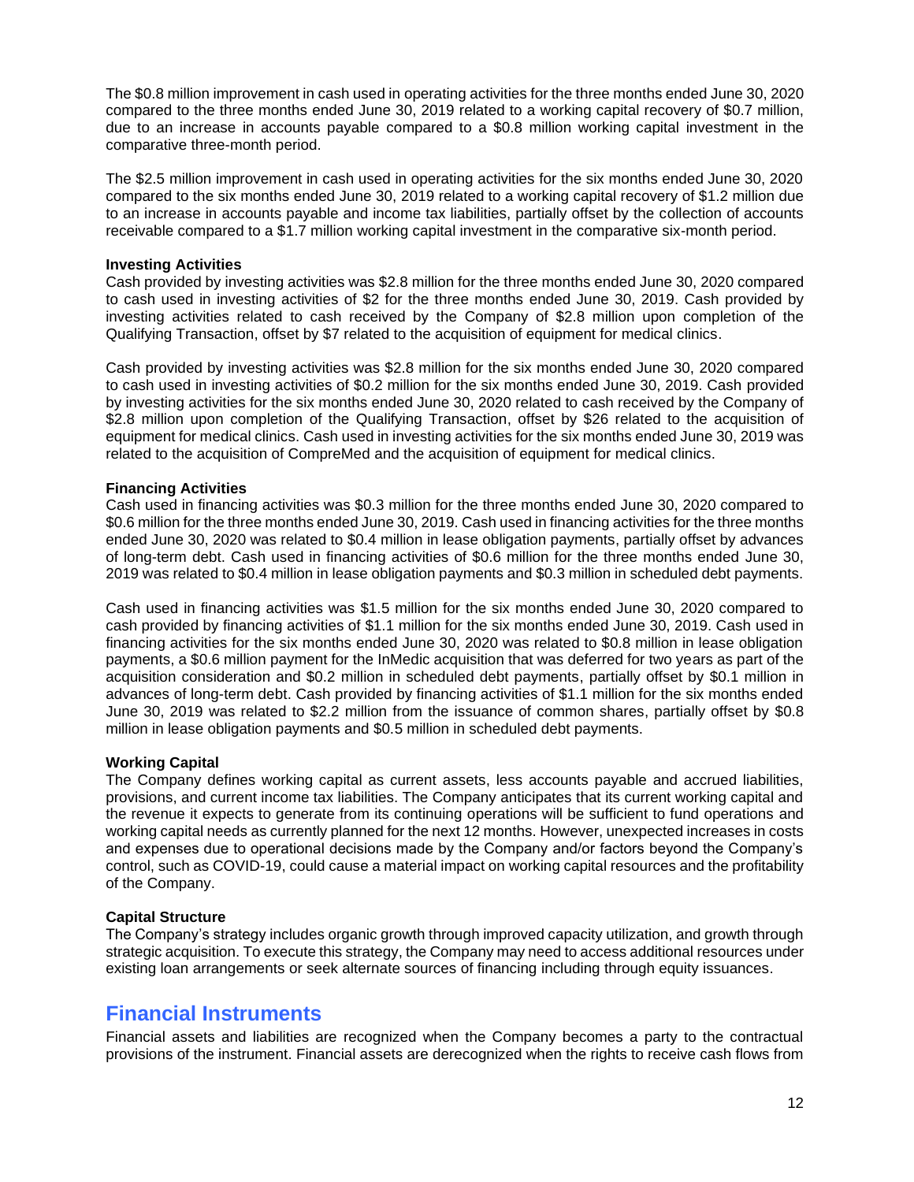The $0.8 million improvement in cash used in operating activities for the three months ended June 30, 2020 compared to the three months ended June 30, 2019 related to a working capital recovery of $0.7 million, due to an increase in accounts payable compared to a $0.8 million working capital investment in the comparative three-month period.

The $2.5 million improvement in cash used in operating activities for the six months ended June 30, 2020 compared to the six months ended June 30, 2019 related to a working capital recovery of $1.2 million due to an increase in accounts payable and income tax liabilities, partially offset by the collection of accounts receivable compared to a $1.7 million working capital investment in the comparative six-month period.

**Investing Activities**

Cash provided by investing activities was $2.8 million for the three months ended June 30, 2020 compared to cash used in investing activities of $2 for the three months ended June 30, 2019. Cash provided by investing activities related to cash received by the Company of $2.8 million upon completion of the Qualifying Transaction, offset by $7 related to the acquisition of equipment for medical clinics.

Cash provided by investing activities was $2.8 million for the six months ended June 30, 2020 compared to cash used in investing activities of $0.2 million for the six months ended June 30, 2019. Cash provided by investing activities for the six months ended June 30, 2020 related to cash received by the Company of $2.8 million upon completion of the Qualifying Transaction, offset by $26 related to the acquisition of equipment for medical clinics. Cash used in investing activities for the six months ended June 30, 2019 was related to the acquisition of CompreMed and the acquisition of equipment for medical clinics.

**Financing Activities**

Cash used in financing activities was $0.3 million for the three months ended June 30, 2020 compared to $0.6 million for the three months ended June 30, 2019. Cash used in financing activities for the three months ended June 30, 2020 was related to $0.4 million in lease obligation payments, partially offset by advances of long-term debt. Cash used in financing activities of $0.6 million for the three months ended June 30, 2019 was related to $0.4 million in lease obligation payments and $0.3 million in scheduled debt payments.

Cash used in financing activities was $1.5 million for the six months ended June 30, 2020 compared to cash provided by financing activities of $1.1 million for the six months ended June 30, 2019. Cash used in financing activities for the six months ended June 30, 2020 was related to $0.8 million in lease obligation payments, a $0.6 million payment for the InMedic acquisition that was deferred for two years as part of the acquisition consideration and $0.2 million in scheduled debt payments, partially offset by $0.1 million in advances of long-term debt. Cash provided by financing activities of $1.1 million for the six months ended June 30, 2019 was related to $2.2 million from the issuance of common shares, partially offset by $0.8 million in lease obligation payments and $0.5 million in scheduled debt payments.

**Working Capital**

The Company defines working capital as current assets, less accounts payable and accrued liabilities, provisions, and current income tax liabilities. The Company anticipates that its current working capital and the revenue it expects to generate from its continuing operations will be sufficient to fund operations and working capital needs as currently planned for the next 12 months. However, unexpected increases in costs and expenses due to operational decisions made by the Company and/or factors beyond the Company's control, such as COVID-19, could cause a material impact on working capital resources and the profitability of the Company.

**Capital Structure**

The Company's strategy includes organic growth through improved capacity utilization, and growth through strategic acquisition. To execute this strategy, the Company may need to access additional resources under existing loan arrangements or seek alternate sources of financing including through equity issuances.

## Financial Instruments

Financial assets and liabilities are recognized when the Company becomes a party to the contractual provisions of the instrument. Financial assets are derecognized when the rights to receive cash flows from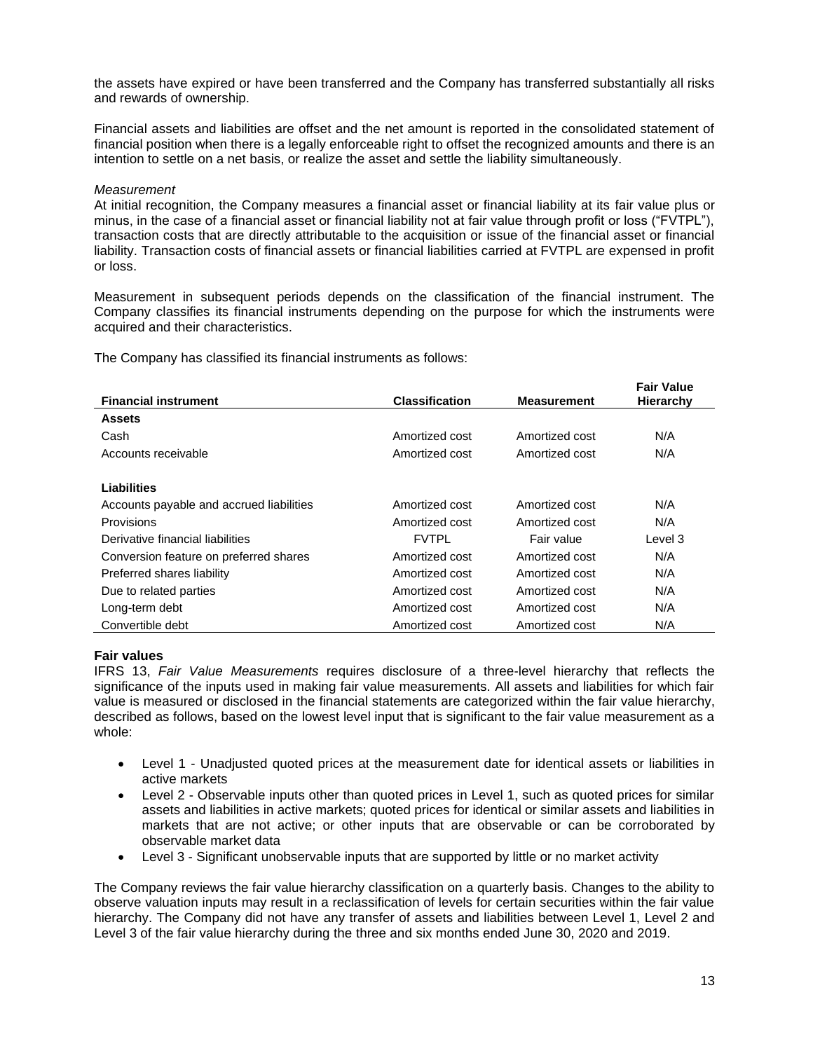the assets have expired or have been transferred and the Company has transferred substantially all risks and rewards of ownership.

Financial assets and liabilities are offset and the net amount is reported in the consolidated statement of financial position when there is a legally enforceable right to offset the recognized amounts and there is an intention to settle on a net basis, or realize the asset and settle the liability simultaneously.

*Measurement*

At initial recognition, the Company measures a financial asset or financial liability at its fair value plus or minus, in the case of a financial asset or financial liability not at fair value through profit or loss ("FVTPL"), transaction costs that are directly attributable to the acquisition or issue of the financial asset or financial liability. Transaction costs of financial assets or financial liabilities carried at FVTPL are expensed in profit or loss.

Measurement in subsequent periods depends on the classification of the financial instrument. The Company classifies its financial instruments depending on the purpose for which the instruments were acquired and their characteristics.

The Company has classified its financial instruments as follows:

| Financial instrument | Classification | Measurement | Fair Value Hierarchy |
|---|---|---|---|
| **Assets** | | | |
| Cash | Amortized cost | Amortized cost | N/A |
| Accounts receivable | Amortized cost | Amortized cost | N/A |
| **Liabilities** | | | |
| Accounts payable and accrued liabilities | Amortized cost | Amortized cost | N/A |
| Provisions | Amortized cost | Amortized cost | N/A |
| Derivative financial liabilities | FVTPL | Fair value | Level 3 |
| Conversion feature on preferred shares | Amortized cost | Amortized cost | N/A |
| Preferred shares liability | Amortized cost | Amortized cost | N/A |
| Due to related parties | Amortized cost | Amortized cost | N/A |
| Long-term debt | Amortized cost | Amortized cost | N/A |
| Convertible debt | Amortized cost | Amortized cost | N/A |

**Fair values**

IFRS 13, *Fair Value Measurements* requires disclosure of a three-level hierarchy that reflects the significance of the inputs used in making fair value measurements. All assets and liabilities for which fair value is measured or disclosed in the financial statements are categorized within the fair value hierarchy, described as follows, based on the lowest level input that is significant to the fair value measurement as a whole:

- Level 1 - Unadjusted quoted prices at the measurement date for identical assets or liabilities in active markets
- Level 2 - Observable inputs other than quoted prices in Level 1, such as quoted prices for similar assets and liabilities in active markets; quoted prices for identical or similar assets and liabilities in markets that are not active; or other inputs that are observable or can be corroborated by observable market data
- Level 3 - Significant unobservable inputs that are supported by little or no market activity

The Company reviews the fair value hierarchy classification on a quarterly basis. Changes to the ability to observe valuation inputs may result in a reclassification of levels for certain securities within the fair value hierarchy. The Company did not have any transfer of assets and liabilities between Level 1, Level 2 and Level 3 of the fair value hierarchy during the three and six months ended June 30, 2020 and 2019.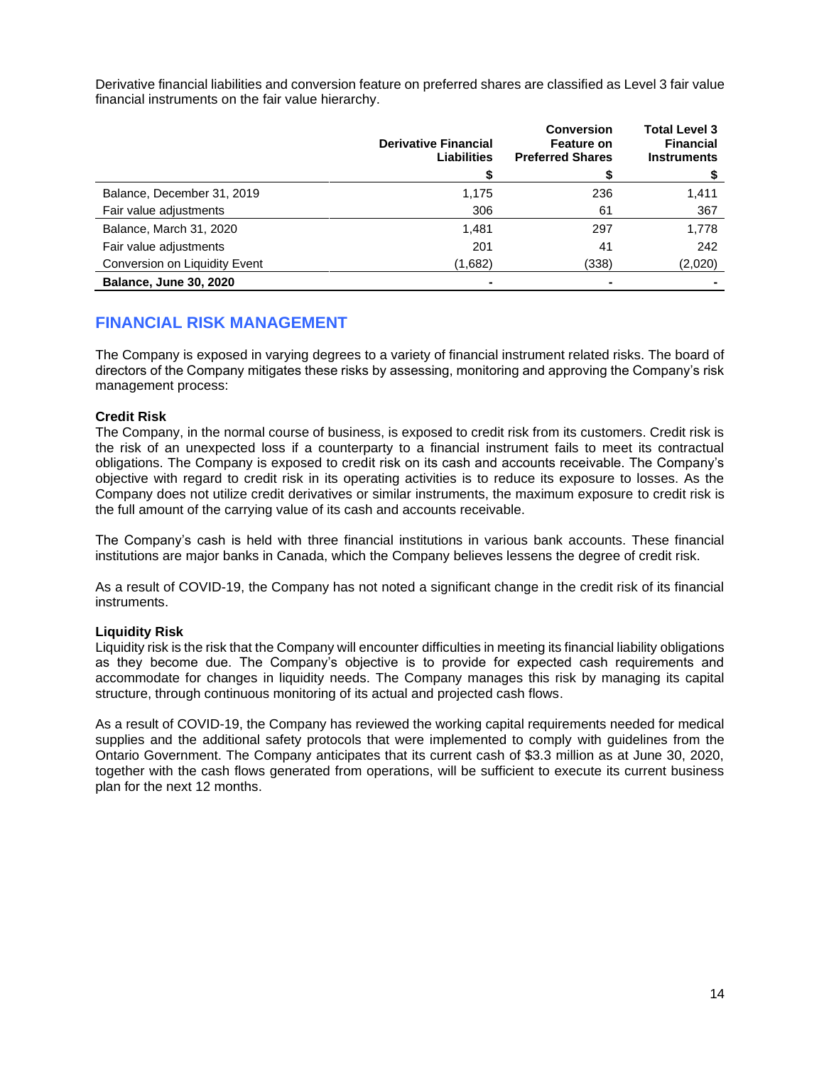Derivative financial liabilities and conversion feature on preferred shares are classified as Level 3 fair value financial instruments on the fair value hierarchy.

| | Derivative Financial Liabilities | Conversion Feature on Preferred Shares | Total Level 3 Financial Instruments |
|---|---|---|---|
| | $ | $ | $ |
| Balance, December 31, 2019 | 1,175 | 236 | 1,411 |
| Fair value adjustments | 306 | 61 | 367 |
| Balance, March 31, 2020 | 1,481 | 297 | 1,778 |
| Fair value adjustments | 201 | 41 | 242 |
| Conversion on Liquidity Event | (1,682) | (338) | (2,020) |
| **Balance, June 30, 2020** | - | - | - |

## FINANCIAL RISK MANAGEMENT

The Company is exposed in varying degrees to a variety of financial instrument related risks. The board of directors of the Company mitigates these risks by assessing, monitoring and approving the Company's risk management process:

**Credit Risk**
The Company, in the normal course of business, is exposed to credit risk from its customers. Credit risk is the risk of an unexpected loss if a counterparty to a financial instrument fails to meet its contractual obligations. The Company is exposed to credit risk on its cash and accounts receivable. The Company's objective with regard to credit risk in its operating activities is to reduce its exposure to losses. As the Company does not utilize credit derivatives or similar instruments, the maximum exposure to credit risk is the full amount of the carrying value of its cash and accounts receivable.

The Company's cash is held with three financial institutions in various bank accounts. These financial institutions are major banks in Canada, which the Company believes lessens the degree of credit risk.

As a result of COVID-19, the Company has not noted a significant change in the credit risk of its financial instruments.

**Liquidity Risk**
Liquidity risk is the risk that the Company will encounter difficulties in meeting its financial liability obligations as they become due. The Company's objective is to provide for expected cash requirements and accommodate for changes in liquidity needs. The Company manages this risk by managing its capital structure, through continuous monitoring of its actual and projected cash flows.

As a result of COVID-19, the Company has reviewed the working capital requirements needed for medical supplies and the additional safety protocols that were implemented to comply with guidelines from the Ontario Government. The Company anticipates that its current cash of $3.3 million as at June 30, 2020, together with the cash flows generated from operations, will be sufficient to execute its current business plan for the next 12 months.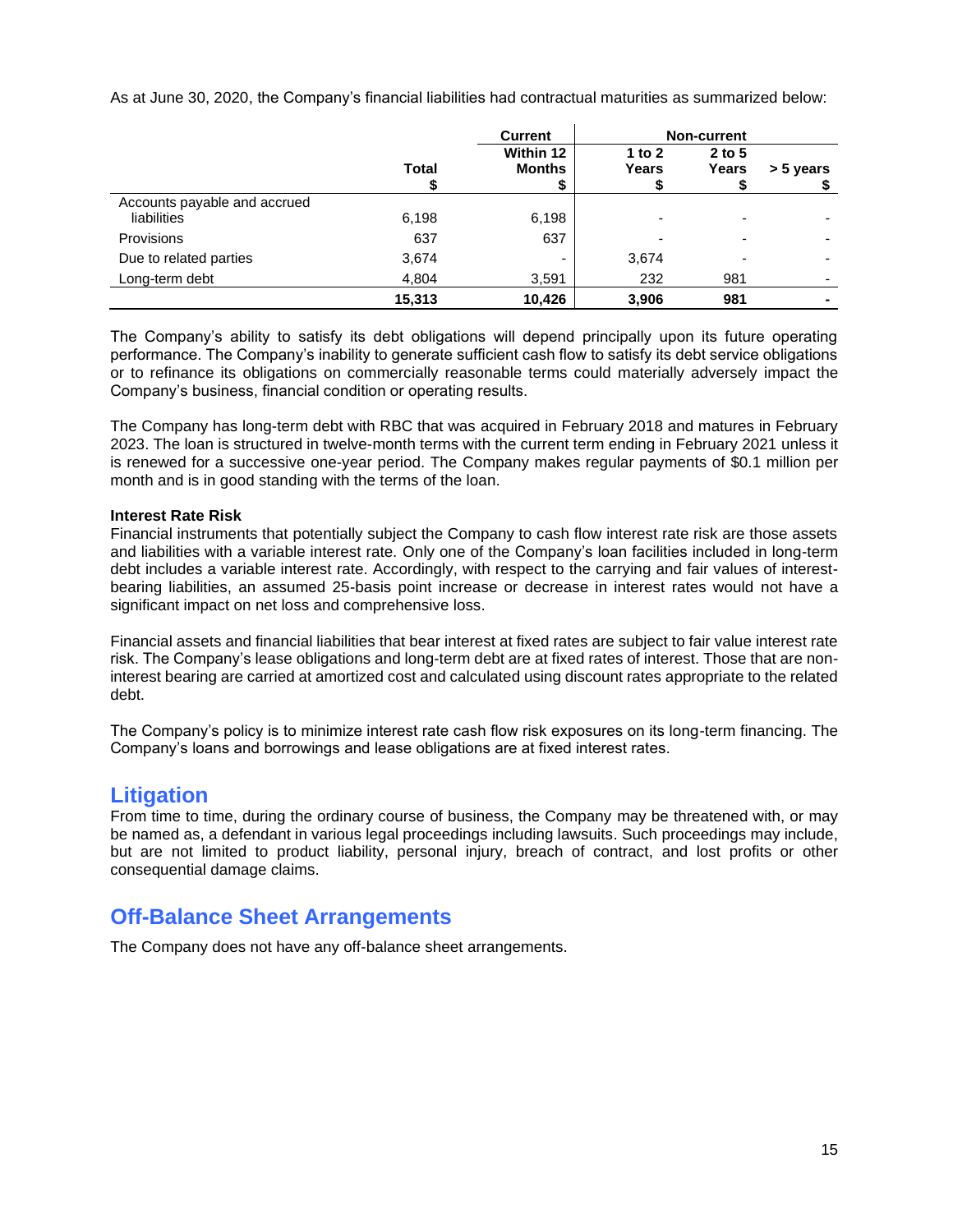As at June 30, 2020, the Company's financial liabilities had contractual maturities as summarized below:

| | | Current | Non-current | | |
|---|---|---|---|---|---|
| | Total<br>$ | Within 12 Months<br>$ | 1 to 2 Years<br>$ | 2 to 5 Years<br>$ | > 5 years<br>$ |
| Accounts payable and accrued liabilities | 6,198 | 6,198 | - | - | - |
| Provisions | 637 | 637 | - | - | - |
| Due to related parties | 3,674 | - | 3,674 | - | - |
| Long-term debt | 4,804 | 3,591 | 232 | 981 | - |
| | **15,313** | **10,426** | **3,906** | **981** | **-** |

The Company's ability to satisfy its debt obligations will depend principally upon its future operating performance. The Company's inability to generate sufficient cash flow to satisfy its debt service obligations or to refinance its obligations on commercially reasonable terms could materially adversely impact the Company's business, financial condition or operating results.

The Company has long-term debt with RBC that was acquired in February 2018 and matures in February 2023. The loan is structured in twelve-month terms with the current term ending in February 2021 unless it is renewed for a successive one-year period. The Company makes regular payments of $0.1 million per month and is in good standing with the terms of the loan.

**Interest Rate Risk**

Financial instruments that potentially subject the Company to cash flow interest rate risk are those assets and liabilities with a variable interest rate. Only one of the Company's loan facilities included in long-term debt includes a variable interest rate. Accordingly, with respect to the carrying and fair values of interest-bearing liabilities, an assumed 25-basis point increase or decrease in interest rates would not have a significant impact on net loss and comprehensive loss.

Financial assets and financial liabilities that bear interest at fixed rates are subject to fair value interest rate risk. The Company's lease obligations and long-term debt are at fixed rates of interest. Those that are non-interest bearing are carried at amortized cost and calculated using discount rates appropriate to the related debt.

The Company's policy is to minimize interest rate cash flow risk exposures on its long-term financing. The Company's loans and borrowings and lease obligations are at fixed interest rates.

## Litigation

From time to time, during the ordinary course of business, the Company may be threatened with, or may be named as, a defendant in various legal proceedings including lawsuits. Such proceedings may include, but are not limited to product liability, personal injury, breach of contract, and lost profits or other consequential damage claims.

## Off-Balance Sheet Arrangements

The Company does not have any off-balance sheet arrangements.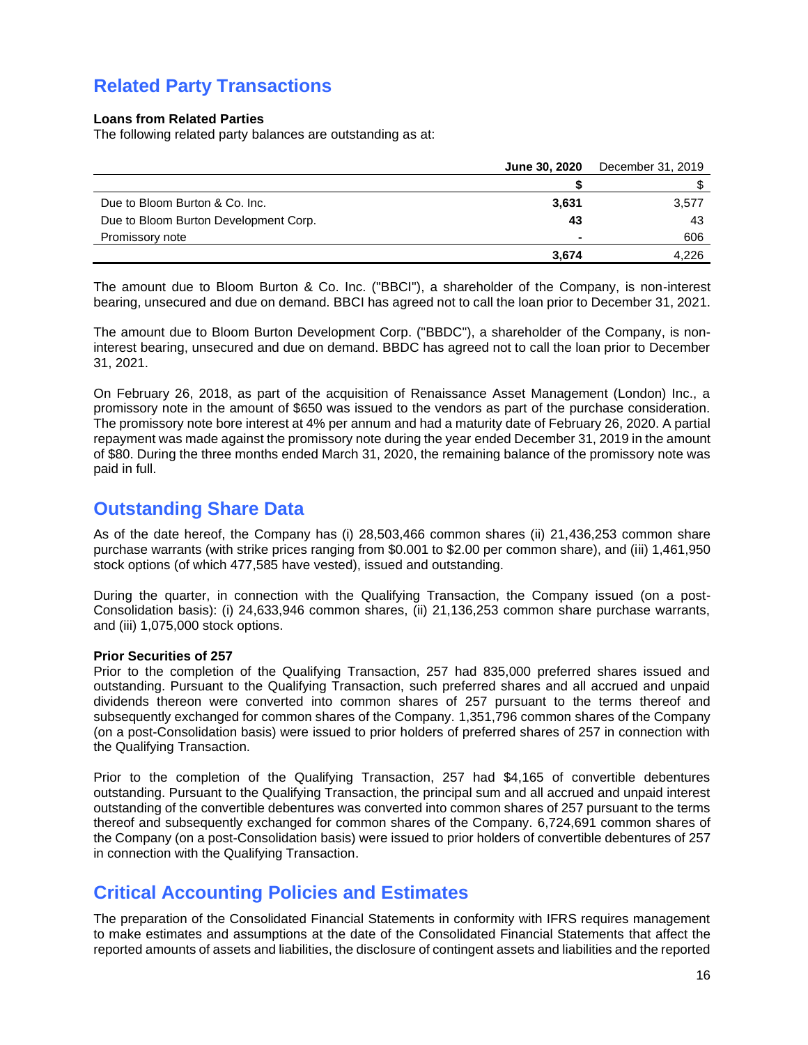## Related Party Transactions

**Loans from Related Parties**

The following related party balances are outstanding as at:

| | **June 30, 2020** | December 31, 2019 |
|---|---|---|
| | **$** | $ |
| Due to Bloom Burton & Co. Inc. | **3,631** | 3,577 |
| Due to Bloom Burton Development Corp. | **43** | 43 |
| Promissory note | **-** | 606 |
| | **3,674** | 4,226 |

The amount due to Bloom Burton & Co. Inc. ("BBCI"), a shareholder of the Company, is non-interest bearing, unsecured and due on demand. BBCI has agreed not to call the loan prior to December 31, 2021.

The amount due to Bloom Burton Development Corp. ("BBDC"), a shareholder of the Company, is non-interest bearing, unsecured and due on demand. BBDC has agreed not to call the loan prior to December 31, 2021.

On February 26, 2018, as part of the acquisition of Renaissance Asset Management (London) Inc., a promissory note in the amount of $650 was issued to the vendors as part of the purchase consideration. The promissory note bore interest at 4% per annum and had a maturity date of February 26, 2020. A partial repayment was made against the promissory note during the year ended December 31, 2019 in the amount of $80. During the three months ended March 31, 2020, the remaining balance of the promissory note was paid in full.

## Outstanding Share Data

As of the date hereof, the Company has (i) 28,503,466 common shares (ii) 21,436,253 common share purchase warrants (with strike prices ranging from $0.001 to $2.00 per common share), and (iii) 1,461,950 stock options (of which 477,585 have vested), issued and outstanding.

During the quarter, in connection with the Qualifying Transaction, the Company issued (on a post-Consolidation basis): (i) 24,633,946 common shares, (ii) 21,136,253 common share purchase warrants, and (iii) 1,075,000 stock options.

**Prior Securities of 257**

Prior to the completion of the Qualifying Transaction, 257 had 835,000 preferred shares issued and outstanding. Pursuant to the Qualifying Transaction, such preferred shares and all accrued and unpaid dividends thereon were converted into common shares of 257 pursuant to the terms thereof and subsequently exchanged for common shares of the Company. 1,351,796 common shares of the Company (on a post-Consolidation basis) were issued to prior holders of preferred shares of 257 in connection with the Qualifying Transaction.

Prior to the completion of the Qualifying Transaction, 257 had $4,165 of convertible debentures outstanding. Pursuant to the Qualifying Transaction, the principal sum and all accrued and unpaid interest outstanding of the convertible debentures was converted into common shares of 257 pursuant to the terms thereof and subsequently exchanged for common shares of the Company. 6,724,691 common shares of the Company (on a post-Consolidation basis) were issued to prior holders of convertible debentures of 257 in connection with the Qualifying Transaction.

## Critical Accounting Policies and Estimates

The preparation of the Consolidated Financial Statements in conformity with IFRS requires management to make estimates and assumptions at the date of the Consolidated Financial Statements that affect the reported amounts of assets and liabilities, the disclosure of contingent assets and liabilities and the reported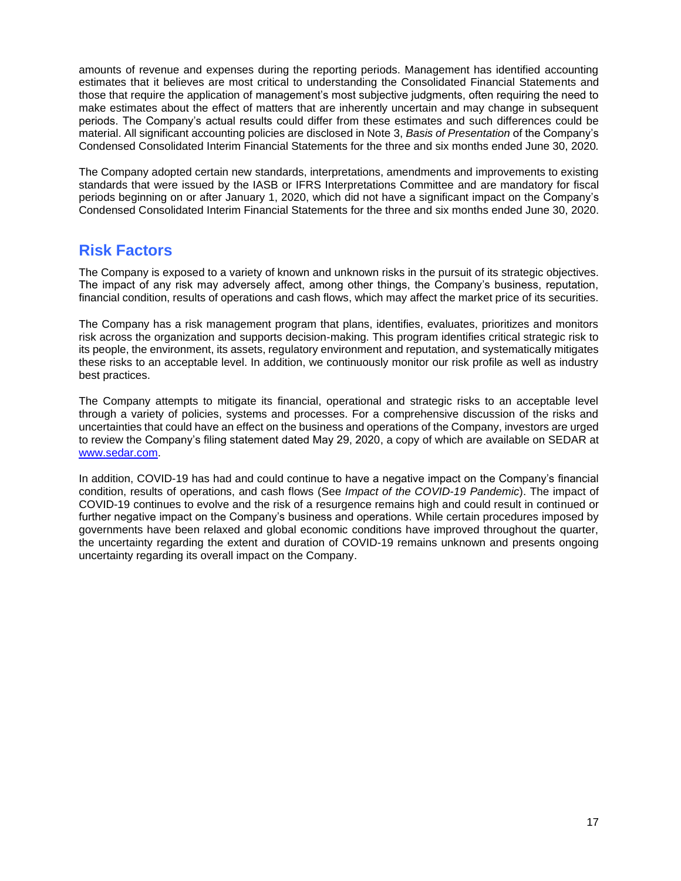amounts of revenue and expenses during the reporting periods. Management has identified accounting estimates that it believes are most critical to understanding the Consolidated Financial Statements and those that require the application of management's most subjective judgments, often requiring the need to make estimates about the effect of matters that are inherently uncertain and may change in subsequent periods. The Company's actual results could differ from these estimates and such differences could be material. All significant accounting policies are disclosed in Note 3, *Basis of Presentation* of the Company's Condensed Consolidated Interim Financial Statements for the three and six months ended June 30, 2020*.*

The Company adopted certain new standards, interpretations, amendments and improvements to existing standards that were issued by the IASB or IFRS Interpretations Committee and are mandatory for fiscal periods beginning on or after January 1, 2020, which did not have a significant impact on the Company's Condensed Consolidated Interim Financial Statements for the three and six months ended June 30, 2020.

## Risk Factors

The Company is exposed to a variety of known and unknown risks in the pursuit of its strategic objectives. The impact of any risk may adversely affect, among other things, the Company's business, reputation, financial condition, results of operations and cash flows, which may affect the market price of its securities.

The Company has a risk management program that plans, identifies, evaluates, prioritizes and monitors risk across the organization and supports decision-making. This program identifies critical strategic risk to its people, the environment, its assets, regulatory environment and reputation, and systematically mitigates these risks to an acceptable level. In addition, we continuously monitor our risk profile as well as industry best practices.

The Company attempts to mitigate its financial, operational and strategic risks to an acceptable level through a variety of policies, systems and processes. For a comprehensive discussion of the risks and uncertainties that could have an effect on the business and operations of the Company, investors are urged to review the Company's filing statement dated May 29, 2020, a copy of which are available on SEDAR at [www.sedar.com](www.sedar.com).

In addition, COVID-19 has had and could continue to have a negative impact on the Company's financial condition, results of operations, and cash flows (See *Impact of the COVID-19 Pandemic*). The impact of COVID-19 continues to evolve and the risk of a resurgence remains high and could result in continued or further negative impact on the Company's business and operations. While certain procedures imposed by governments have been relaxed and global economic conditions have improved throughout the quarter, the uncertainty regarding the extent and duration of COVID-19 remains unknown and presents ongoing uncertainty regarding its overall impact on the Company.